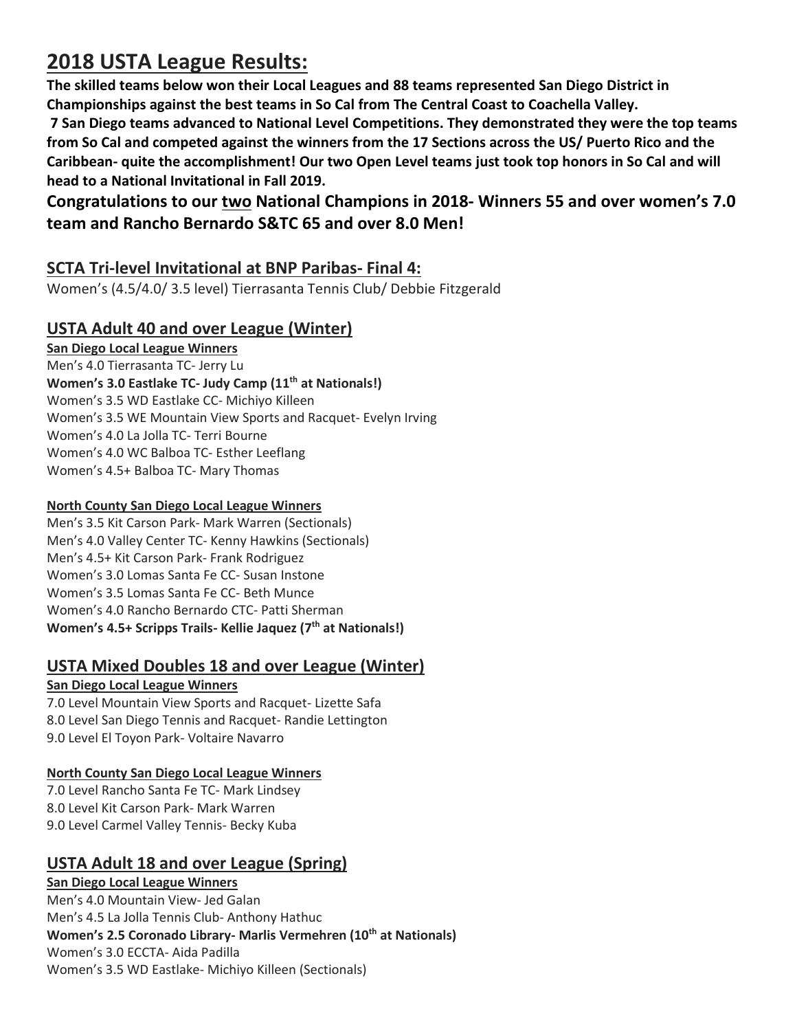# 2018 USTA League Results:

**The skilled teams below won their Local Leagues and 88 teams represented San Diego District in Championships against the best teams in So Cal from The Central Coast to Coachella Valley.**

**7 San Diego teams advanced to National Level Competitions. They demonstrated they were the top teams from So Cal and competed against the winners from the 17 Sections across the US/ Puerto Rico and the Caribbean- quite the accomplishment! Our two Open Level teams just took top honors in So Cal and will head to a National Invitational in Fall 2019.**

**Congratulations to our two National Champions in 2018- Winners 55 and over women's 7.0 team and Rancho Bernardo S&TC 65 and over 8.0 Men!**

## SCTA Tri-level Invitational at BNP Paribas- Final 4:

Women's (4.5/4.0/ 3.5 level) Tierrasanta Tennis Club/ Debbie Fitzgerald

## USTA Adult 40 and over League (Winter)

**San Diego Local League Winners**

Men's 4.0 Tierrasanta TC- Jerry Lu
**Women's 3.0 Eastlake TC- Judy Camp (11th at Nationals!)**
Women's 3.5 WD Eastlake CC- Michiyo Killeen
Women's 3.5 WE Mountain View Sports and Racquet- Evelyn Irving
Women's 4.0 La Jolla TC- Terri Bourne
Women's 4.0 WC Balboa TC- Esther Leeflang
Women's 4.5+ Balboa TC- Mary Thomas

**North County San Diego Local League Winners**

Men's 3.5 Kit Carson Park- Mark Warren (Sectionals)
Men's 4.0 Valley Center TC- Kenny Hawkins (Sectionals)
Men's 4.5+ Kit Carson Park- Frank Rodriguez
Women's 3.0 Lomas Santa Fe CC- Susan Instone
Women's 3.5 Lomas Santa Fe CC- Beth Munce
Women's 4.0 Rancho Bernardo CTC- Patti Sherman
**Women's 4.5+ Scripps Trails- Kellie Jaquez (7th at Nationals!)**

## USTA Mixed Doubles 18 and over League (Winter)

**San Diego Local League Winners**

7.0 Level Mountain View Sports and Racquet- Lizette Safa
8.0 Level San Diego Tennis and Racquet- Randie Lettington
9.0 Level El Toyon Park- Voltaire Navarro

**North County San Diego Local League Winners**

7.0 Level Rancho Santa Fe TC- Mark Lindsey
8.0 Level Kit Carson Park- Mark Warren
9.0 Level Carmel Valley Tennis- Becky Kuba

## USTA Adult 18 and over League (Spring)

**San Diego Local League Winners**

Men's 4.0 Mountain View- Jed Galan
Men's 4.5 La Jolla Tennis Club- Anthony Hathuc
**Women's 2.5 Coronado Library- Marlis Vermehren (10th at Nationals)**
Women's 3.0 ECCTA- Aida Padilla
Women's 3.5 WD Eastlake- Michiyo Killeen (Sectionals)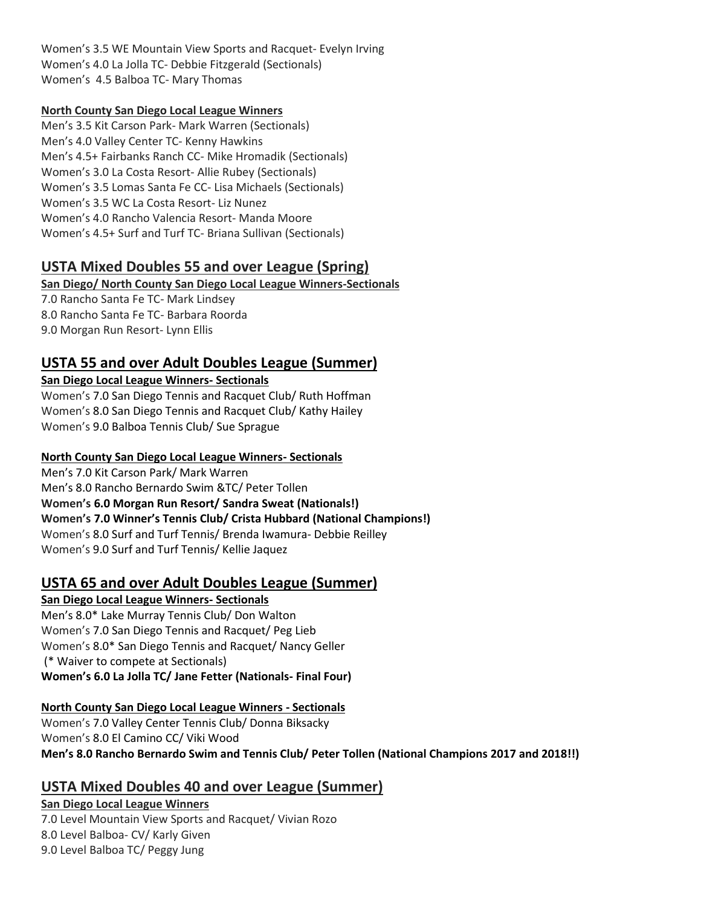Women's 3.5 WE Mountain View Sports and Racquet- Evelyn Irving
Women's 4.0 La Jolla TC- Debbie Fitzgerald (Sectionals)
Women's 4.5 Balboa TC- Mary Thomas

**North County San Diego Local League Winners**

Men's 3.5 Kit Carson Park- Mark Warren (Sectionals)
Men's 4.0 Valley Center TC- Kenny Hawkins
Men's 4.5+ Fairbanks Ranch CC- Mike Hromadik (Sectionals)
Women's 3.0 La Costa Resort- Allie Rubey (Sectionals)
Women's 3.5 Lomas Santa Fe CC- Lisa Michaels (Sectionals)
Women's 3.5 WC La Costa Resort- Liz Nunez
Women's 4.0 Rancho Valencia Resort- Manda Moore
Women's 4.5+ Surf and Turf TC- Briana Sullivan (Sectionals)

## USTA Mixed Doubles 55 and over League (Spring)

**San Diego/ North County San Diego Local League Winners-Sectionals**

7.0 Rancho Santa Fe TC- Mark Lindsey
8.0 Rancho Santa Fe TC- Barbara Roorda
9.0 Morgan Run Resort- Lynn Ellis

## USTA 55 and over Adult Doubles League (Summer)

**San Diego Local League Winners- Sectionals**

Women's 7.0 San Diego Tennis and Racquet Club/ Ruth Hoffman
Women's 8.0 San Diego Tennis and Racquet Club/ Kathy Hailey
Women's 9.0 Balboa Tennis Club/ Sue Sprague

**North County San Diego Local League Winners- Sectionals**

Men's 7.0 Kit Carson Park/ Mark Warren
Men's 8.0 Rancho Bernardo Swim &TC/ Peter Tollen
**Women's 6.0 Morgan Run Resort/ Sandra Sweat (Nationals!)**
**Women's 7.0 Winner's Tennis Club/ Crista Hubbard (National Champions!)**
Women's 8.0 Surf and Turf Tennis/ Brenda Iwamura- Debbie Reilley
Women's 9.0 Surf and Turf Tennis/ Kellie Jaquez

## USTA 65 and over Adult Doubles League (Summer)

**San Diego Local League Winners- Sectionals**

Men's 8.0* Lake Murray Tennis Club/ Don Walton
Women's 7.0 San Diego Tennis and Racquet/ Peg Lieb
Women's 8.0* San Diego Tennis and Racquet/ Nancy Geller
(* Waiver to compete at Sectionals)
**Women's 6.0 La Jolla TC/ Jane Fetter (Nationals- Final Four)**

**North County San Diego Local League Winners - Sectionals**

Women's 7.0 Valley Center Tennis Club/ Donna Biksacky
Women's 8.0 El Camino CC/ Viki Wood
**Men's 8.0 Rancho Bernardo Swim and Tennis Club/ Peter Tollen (National Champions 2017 and 2018!!)**

## USTA Mixed Doubles 40 and over League (Summer)

**San Diego Local League Winners**

7.0 Level Mountain View Sports and Racquet/ Vivian Rozo
8.0 Level Balboa- CV/ Karly Given
9.0 Level Balboa TC/ Peggy Jung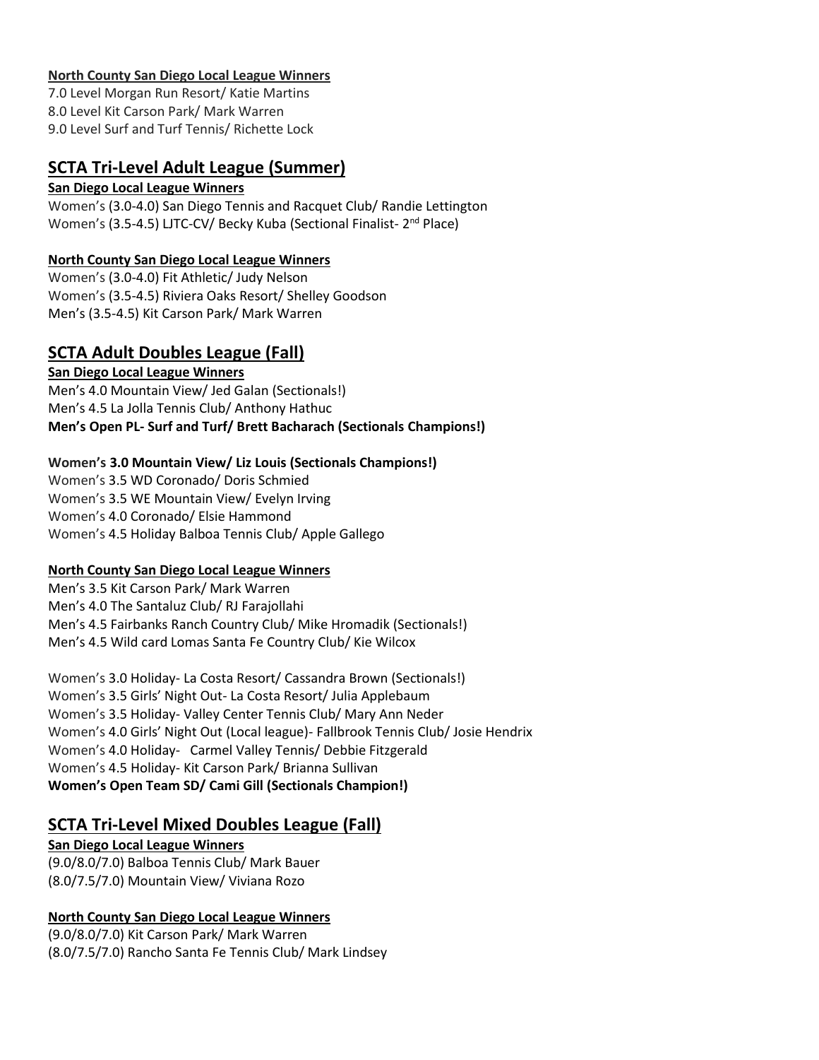**North County San Diego Local League Winners**

7.0 Level Morgan Run Resort/ Katie Martins
8.0 Level Kit Carson Park/ Mark Warren
9.0 Level Surf and Turf Tennis/ Richette Lock

## SCTA Tri-Level Adult League (Summer)

**San Diego Local League Winners**

Women's (3.0-4.0) San Diego Tennis and Racquet Club/ Randie Lettington
Women's (3.5-4.5) LJTC-CV/ Becky Kuba (Sectional Finalist- 2nd Place)

**North County San Diego Local League Winners**

Women's (3.0-4.0) Fit Athletic/ Judy Nelson
Women's (3.5-4.5) Riviera Oaks Resort/ Shelley Goodson
Men's (3.5-4.5) Kit Carson Park/ Mark Warren

## SCTA Adult Doubles League (Fall)

**San Diego Local League Winners**

Men's 4.0 Mountain View/ Jed Galan (Sectionals!)
Men's 4.5 La Jolla Tennis Club/ Anthony Hathuc
**Men's Open PL- Surf and Turf/ Brett Bacharach (Sectionals Champions!)**

**Women's 3.0 Mountain View/ Liz Louis (Sectionals Champions!)**
Women's 3.5 WD Coronado/ Doris Schmied
Women's 3.5 WE Mountain View/ Evelyn Irving
Women's 4.0 Coronado/ Elsie Hammond
Women's 4.5 Holiday Balboa Tennis Club/ Apple Gallego

**North County San Diego Local League Winners**

Men's 3.5 Kit Carson Park/ Mark Warren
Men's 4.0 The Santaluz Club/ RJ Farajollahi
Men's 4.5 Fairbanks Ranch Country Club/ Mike Hromadik (Sectionals!)
Men's 4.5 Wild card Lomas Santa Fe Country Club/ Kie Wilcox

Women's 3.0 Holiday- La Costa Resort/ Cassandra Brown (Sectionals!)
Women's 3.5 Girls' Night Out- La Costa Resort/ Julia Applebaum
Women's 3.5 Holiday- Valley Center Tennis Club/ Mary Ann Neder
Women's 4.0 Girls' Night Out (Local league)- Fallbrook Tennis Club/ Josie Hendrix
Women's 4.0 Holiday- Carmel Valley Tennis/ Debbie Fitzgerald
Women's 4.5 Holiday- Kit Carson Park/ Brianna Sullivan
**Women's Open Team SD/ Cami Gill (Sectionals Champion!)**

## SCTA Tri-Level Mixed Doubles League (Fall)

**San Diego Local League Winners**

(9.0/8.0/7.0) Balboa Tennis Club/ Mark Bauer
(8.0/7.5/7.0) Mountain View/ Viviana Rozo

**North County San Diego Local League Winners**

(9.0/8.0/7.0) Kit Carson Park/ Mark Warren
(8.0/7.5/7.0) Rancho Santa Fe Tennis Club/ Mark Lindsey